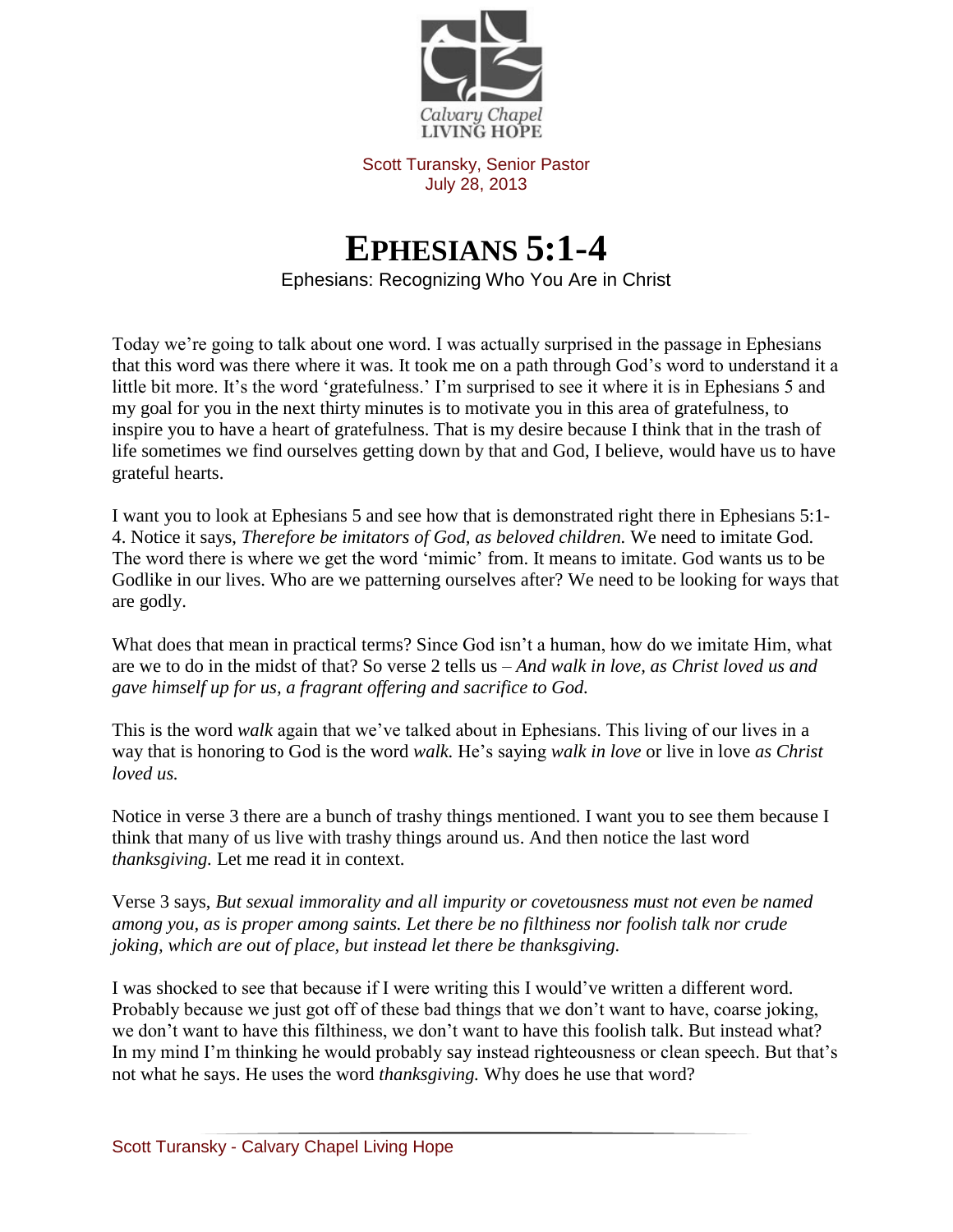Calvary Chapel
LIVING HOPE

Scott Turansky, Senior Pastor
July 28, 2013

# EPHESIANS 5:1-4

Ephesians: Recognizing Who You Are in Christ

Today we're going to talk about one word. I was actually surprised in the passage in Ephesians that this word was there where it was. It took me on a path through God's word to understand it a little bit more. It's the word 'gratefulness.' I'm surprised to see it where it is in Ephesians 5 and my goal for you in the next thirty minutes is to motivate you in this area of gratefulness, to inspire you to have a heart of gratefulness. That is my desire because I think that in the trash of life sometimes we find ourselves getting down by that and God, I believe, would have us to have grateful hearts.

I want you to look at Ephesians 5 and see how that is demonstrated right there in Ephesians 5:1-4. Notice it says, *Therefore be imitators of God, as beloved children.* We need to imitate God. The word there is where we get the word 'mimic' from. It means to imitate. God wants us to be Godlike in our lives. Who are we patterning ourselves after? We need to be looking for ways that are godly.

What does that mean in practical terms? Since God isn't a human, how do we imitate Him, what are we to do in the midst of that? So verse 2 tells us – *And walk in love, as Christ loved us and gave himself up for us, a fragrant offering and sacrifice to God.*

This is the word *walk* again that we've talked about in Ephesians. This living of our lives in a way that is honoring to God is the word *walk.* He's saying *walk in love* or live in love *as Christ loved us.*

Notice in verse 3 there are a bunch of trashy things mentioned. I want you to see them because I think that many of us live with trashy things around us. And then notice the last word *thanksgiving.* Let me read it in context.

Verse 3 says, *But sexual immorality and all impurity or covetousness must not even be named among you, as is proper among saints. Let there be no filthiness nor foolish talk nor crude joking, which are out of place, but instead let there be thanksgiving.*

I was shocked to see that because if I were writing this I would've written a different word. Probably because we just got off of these bad things that we don't want to have, coarse joking, we don't want to have this filthiness, we don't want to have this foolish talk. But instead what? In my mind I'm thinking he would probably say instead righteousness or clean speech. But that's not what he says. He uses the word *thanksgiving.* Why does he use that word?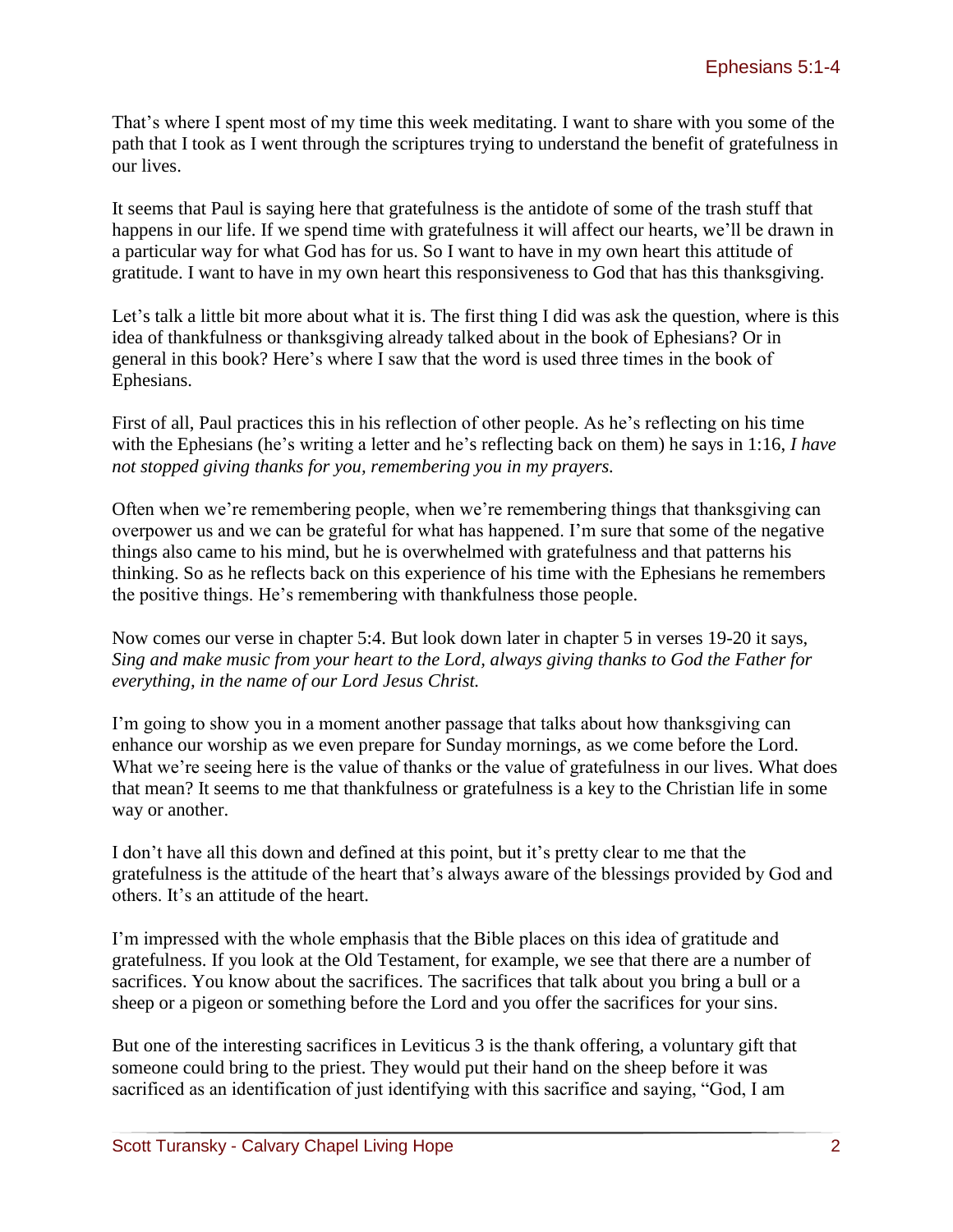That's where I spent most of my time this week meditating. I want to share with you some of the path that I took as I went through the scriptures trying to understand the benefit of gratefulness in our lives.

It seems that Paul is saying here that gratefulness is the antidote of some of the trash stuff that happens in our life. If we spend time with gratefulness it will affect our hearts, we'll be drawn in a particular way for what God has for us. So I want to have in my own heart this attitude of gratitude. I want to have in my own heart this responsiveness to God that has this thanksgiving.

Let's talk a little bit more about what it is. The first thing I did was ask the question, where is this idea of thankfulness or thanksgiving already talked about in the book of Ephesians? Or in general in this book? Here's where I saw that the word is used three times in the book of Ephesians.

First of all, Paul practices this in his reflection of other people. As he's reflecting on his time with the Ephesians (he's writing a letter and he's reflecting back on them) he says in 1:16, *I have not stopped giving thanks for you, remembering you in my prayers.*

Often when we're remembering people, when we're remembering things that thanksgiving can overpower us and we can be grateful for what has happened. I'm sure that some of the negative things also came to his mind, but he is overwhelmed with gratefulness and that patterns his thinking. So as he reflects back on this experience of his time with the Ephesians he remembers the positive things. He's remembering with thankfulness those people.

Now comes our verse in chapter 5:4. But look down later in chapter 5 in verses 19-20 it says, *Sing and make music from your heart to the Lord, always giving thanks to God the Father for everything, in the name of our Lord Jesus Christ.*

I'm going to show you in a moment another passage that talks about how thanksgiving can enhance our worship as we even prepare for Sunday mornings, as we come before the Lord. What we're seeing here is the value of thanks or the value of gratefulness in our lives. What does that mean? It seems to me that thankfulness or gratefulness is a key to the Christian life in some way or another.

I don't have all this down and defined at this point, but it's pretty clear to me that the gratefulness is the attitude of the heart that's always aware of the blessings provided by God and others. It's an attitude of the heart.

I'm impressed with the whole emphasis that the Bible places on this idea of gratitude and gratefulness. If you look at the Old Testament, for example, we see that there are a number of sacrifices. You know about the sacrifices. The sacrifices that talk about you bring a bull or a sheep or a pigeon or something before the Lord and you offer the sacrifices for your sins.

But one of the interesting sacrifices in Leviticus 3 is the thank offering, a voluntary gift that someone could bring to the priest. They would put their hand on the sheep before it was sacrificed as an identification of just identifying with this sacrifice and saying, "God, I am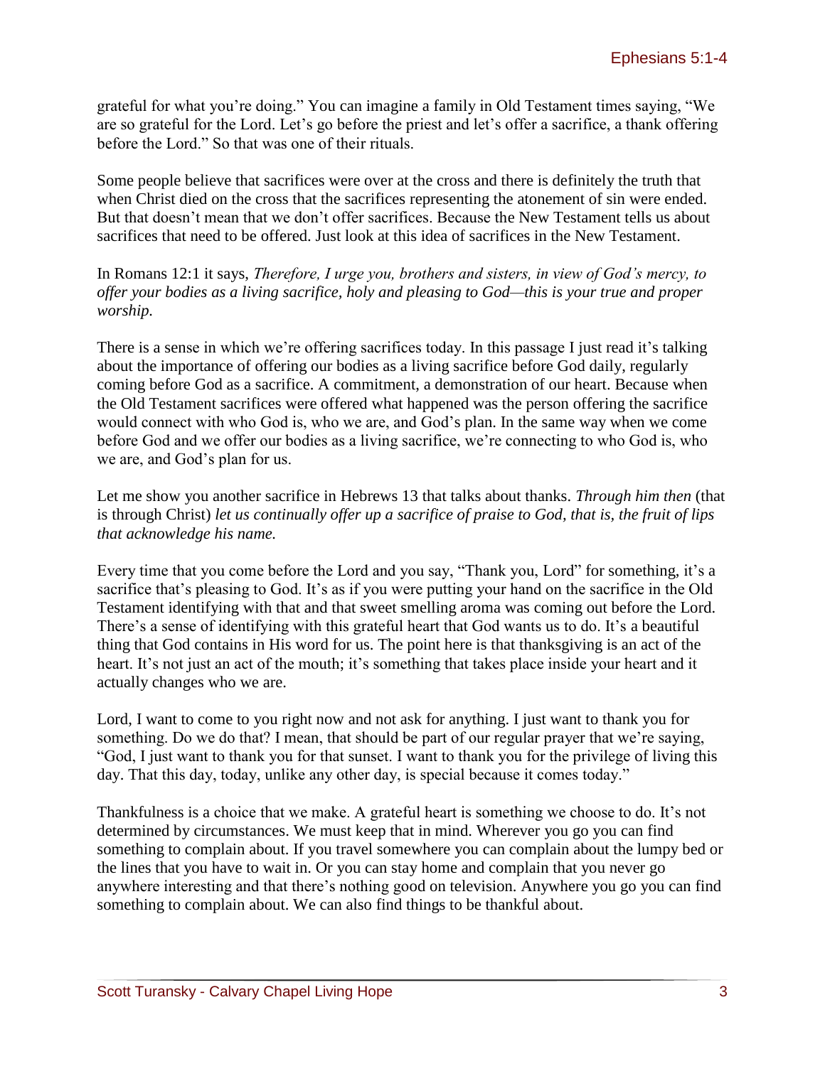grateful for what you're doing." You can imagine a family in Old Testament times saying, "We are so grateful for the Lord. Let's go before the priest and let's offer a sacrifice, a thank offering before the Lord." So that was one of their rituals.

Some people believe that sacrifices were over at the cross and there is definitely the truth that when Christ died on the cross that the sacrifices representing the atonement of sin were ended. But that doesn't mean that we don't offer sacrifices. Because the New Testament tells us about sacrifices that need to be offered. Just look at this idea of sacrifices in the New Testament.

In Romans 12:1 it says, *Therefore, I urge you, brothers and sisters, in view of God's mercy, to offer your bodies as a living sacrifice, holy and pleasing to God—this is your true and proper worship.*

There is a sense in which we're offering sacrifices today. In this passage I just read it's talking about the importance of offering our bodies as a living sacrifice before God daily, regularly coming before God as a sacrifice. A commitment, a demonstration of our heart. Because when the Old Testament sacrifices were offered what happened was the person offering the sacrifice would connect with who God is, who we are, and God's plan. In the same way when we come before God and we offer our bodies as a living sacrifice, we're connecting to who God is, who we are, and God's plan for us.

Let me show you another sacrifice in Hebrews 13 that talks about thanks. *Through him then* (that is through Christ) *let us continually offer up a sacrifice of praise to God, that is, the fruit of lips that acknowledge his name.*

Every time that you come before the Lord and you say, "Thank you, Lord" for something, it's a sacrifice that's pleasing to God. It's as if you were putting your hand on the sacrifice in the Old Testament identifying with that and that sweet smelling aroma was coming out before the Lord. There's a sense of identifying with this grateful heart that God wants us to do. It's a beautiful thing that God contains in His word for us. The point here is that thanksgiving is an act of the heart. It's not just an act of the mouth; it's something that takes place inside your heart and it actually changes who we are.

Lord, I want to come to you right now and not ask for anything. I just want to thank you for something. Do we do that? I mean, that should be part of our regular prayer that we're saying, "God, I just want to thank you for that sunset. I want to thank you for the privilege of living this day. That this day, today, unlike any other day, is special because it comes today."

Thankfulness is a choice that we make. A grateful heart is something we choose to do. It's not determined by circumstances. We must keep that in mind. Wherever you go you can find something to complain about. If you travel somewhere you can complain about the lumpy bed or the lines that you have to wait in. Or you can stay home and complain that you never go anywhere interesting and that there's nothing good on television. Anywhere you go you can find something to complain about. We can also find things to be thankful about.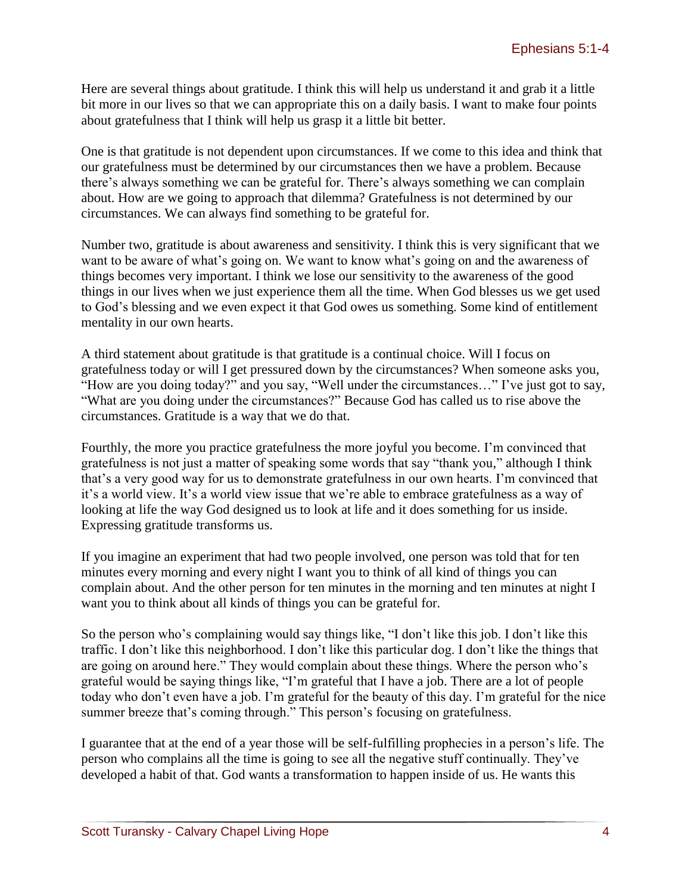Here are several things about gratitude. I think this will help us understand it and grab it a little bit more in our lives so that we can appropriate this on a daily basis. I want to make four points about gratefulness that I think will help us grasp it a little bit better.

One is that gratitude is not dependent upon circumstances. If we come to this idea and think that our gratefulness must be determined by our circumstances then we have a problem. Because there's always something we can be grateful for. There's always something we can complain about. How are we going to approach that dilemma? Gratefulness is not determined by our circumstances. We can always find something to be grateful for.

Number two, gratitude is about awareness and sensitivity. I think this is very significant that we want to be aware of what's going on. We want to know what's going on and the awareness of things becomes very important. I think we lose our sensitivity to the awareness of the good things in our lives when we just experience them all the time. When God blesses us we get used to God's blessing and we even expect it that God owes us something. Some kind of entitlement mentality in our own hearts.

A third statement about gratitude is that gratitude is a continual choice. Will I focus on gratefulness today or will I get pressured down by the circumstances? When someone asks you, "How are you doing today?" and you say, "Well under the circumstances…" I've just got to say, "What are you doing under the circumstances?" Because God has called us to rise above the circumstances. Gratitude is a way that we do that.

Fourthly, the more you practice gratefulness the more joyful you become. I'm convinced that gratefulness is not just a matter of speaking some words that say "thank you," although I think that's a very good way for us to demonstrate gratefulness in our own hearts. I'm convinced that it's a world view. It's a world view issue that we're able to embrace gratefulness as a way of looking at life the way God designed us to look at life and it does something for us inside. Expressing gratitude transforms us.

If you imagine an experiment that had two people involved, one person was told that for ten minutes every morning and every night I want you to think of all kind of things you can complain about. And the other person for ten minutes in the morning and ten minutes at night I want you to think about all kinds of things you can be grateful for.

So the person who's complaining would say things like, "I don't like this job. I don't like this traffic. I don't like this neighborhood. I don't like this particular dog. I don't like the things that are going on around here." They would complain about these things. Where the person who's grateful would be saying things like, "I'm grateful that I have a job. There are a lot of people today who don't even have a job. I'm grateful for the beauty of this day. I'm grateful for the nice summer breeze that's coming through." This person's focusing on gratefulness.

I guarantee that at the end of a year those will be self-fulfilling prophecies in a person's life. The person who complains all the time is going to see all the negative stuff continually. They've developed a habit of that. God wants a transformation to happen inside of us. He wants this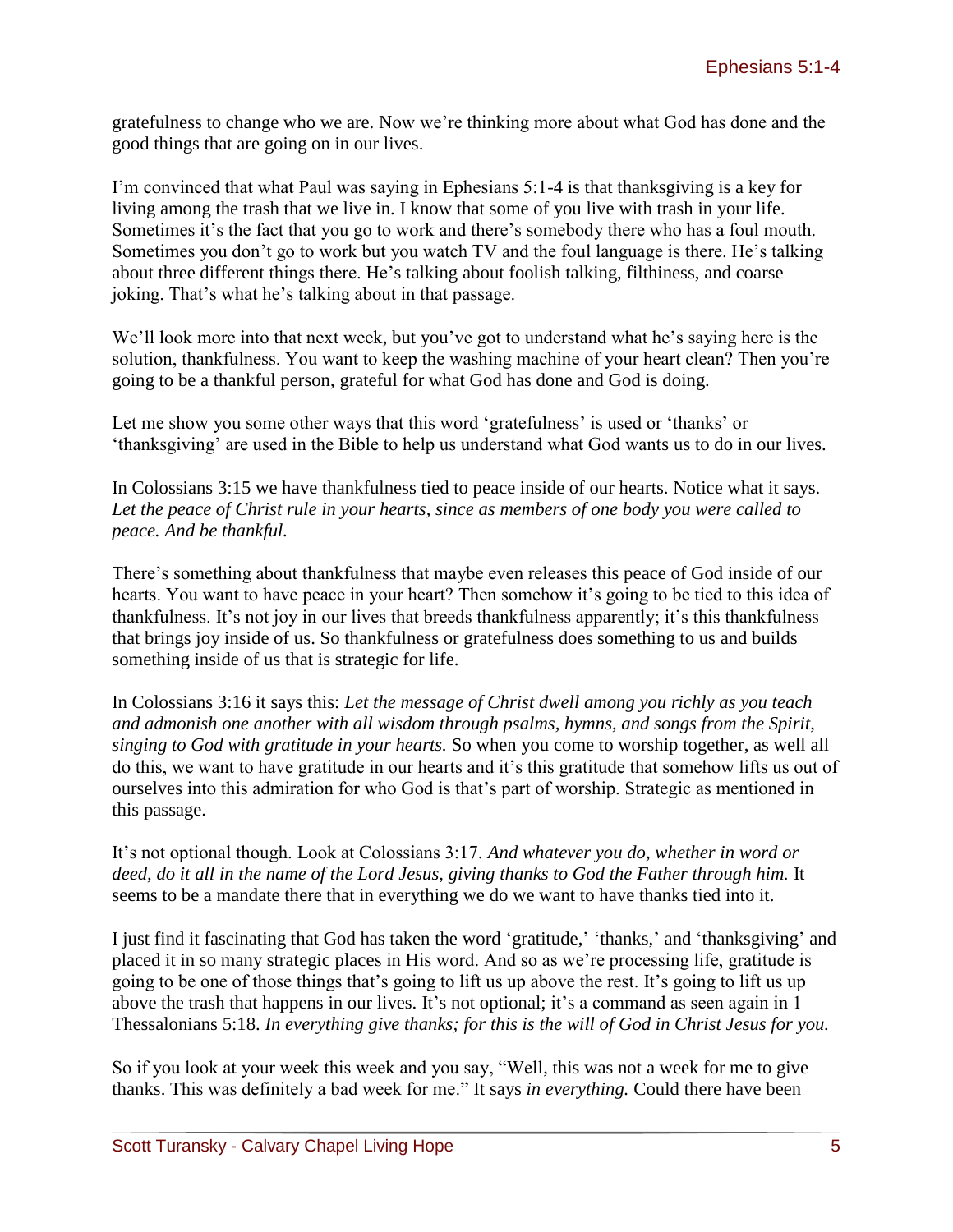gratefulness to change who we are. Now we're thinking more about what God has done and the good things that are going on in our lives.

I'm convinced that what Paul was saying in Ephesians 5:1-4 is that thanksgiving is a key for living among the trash that we live in. I know that some of you live with trash in your life. Sometimes it's the fact that you go to work and there's somebody there who has a foul mouth. Sometimes you don't go to work but you watch TV and the foul language is there. He's talking about three different things there. He's talking about foolish talking, filthiness, and coarse joking. That's what he's talking about in that passage.

We'll look more into that next week, but you've got to understand what he's saying here is the solution, thankfulness. You want to keep the washing machine of your heart clean? Then you're going to be a thankful person, grateful for what God has done and God is doing.

Let me show you some other ways that this word 'gratefulness' is used or 'thanks' or 'thanksgiving' are used in the Bible to help us understand what God wants us to do in our lives.

In Colossians 3:15 we have thankfulness tied to peace inside of our hearts. Notice what it says. *Let the peace of Christ rule in your hearts, since as members of one body you were called to peace. And be thankful.*

There's something about thankfulness that maybe even releases this peace of God inside of our hearts. You want to have peace in your heart? Then somehow it's going to be tied to this idea of thankfulness. It's not joy in our lives that breeds thankfulness apparently; it's this thankfulness that brings joy inside of us. So thankfulness or gratefulness does something to us and builds something inside of us that is strategic for life.

In Colossians 3:16 it says this: *Let the message of Christ dwell among you richly as you teach and admonish one another with all wisdom through psalms, hymns, and songs from the Spirit, singing to God with gratitude in your hearts.* So when you come to worship together, as well all do this, we want to have gratitude in our hearts and it's this gratitude that somehow lifts us out of ourselves into this admiration for who God is that's part of worship. Strategic as mentioned in this passage.

It's not optional though. Look at Colossians 3:17. *And whatever you do, whether in word or deed, do it all in the name of the Lord Jesus, giving thanks to God the Father through him.* It seems to be a mandate there that in everything we do we want to have thanks tied into it.

I just find it fascinating that God has taken the word 'gratitude,' 'thanks,' and 'thanksgiving' and placed it in so many strategic places in His word. And so as we're processing life, gratitude is going to be one of those things that's going to lift us up above the rest. It's going to lift us up above the trash that happens in our lives. It's not optional; it's a command as seen again in 1 Thessalonians 5:18. *In everything give thanks; for this is the will of God in Christ Jesus for you.*

So if you look at your week this week and you say, "Well, this was not a week for me to give thanks. This was definitely a bad week for me." It says *in everything.* Could there have been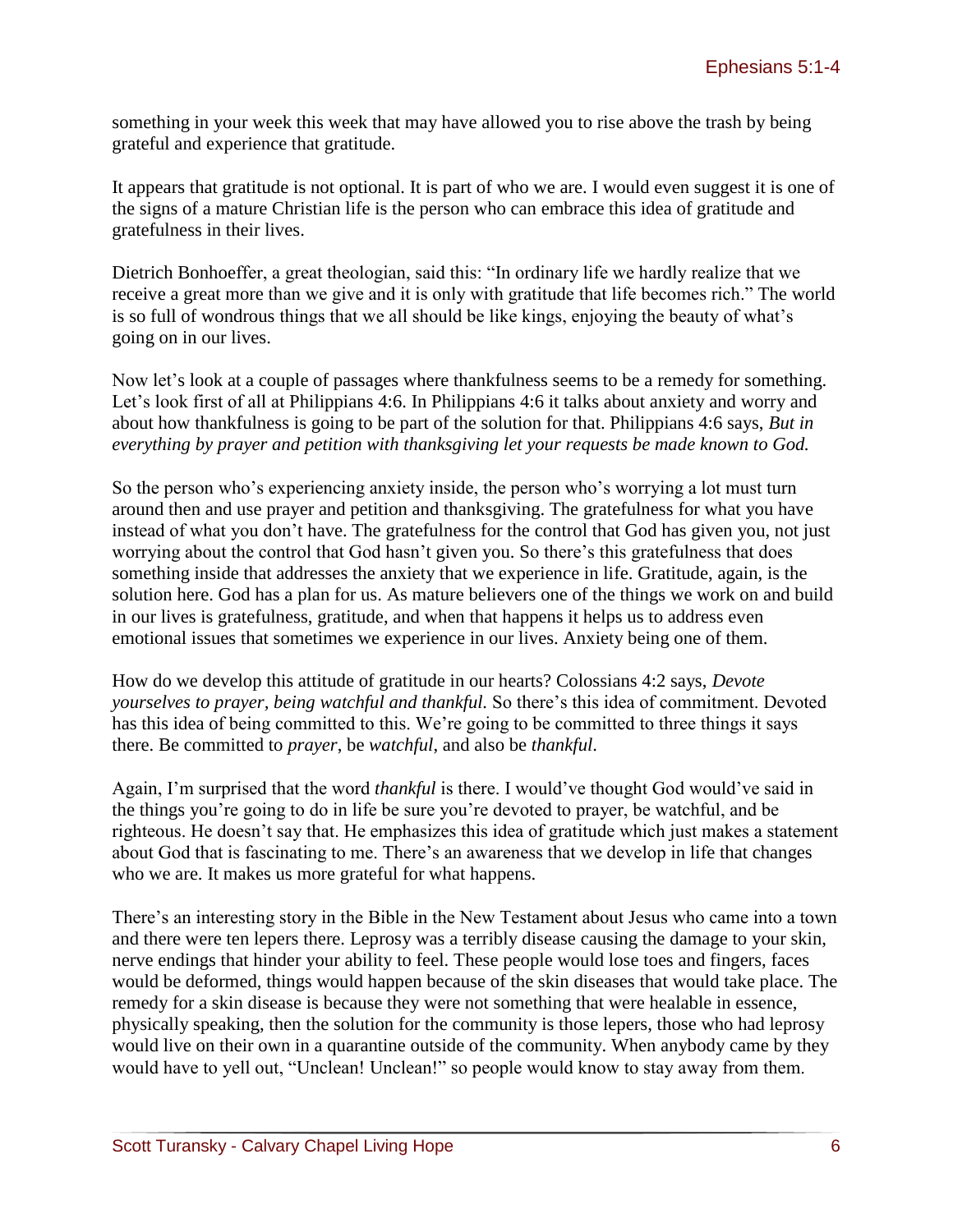something in your week this week that may have allowed you to rise above the trash by being grateful and experience that gratitude.

It appears that gratitude is not optional. It is part of who we are. I would even suggest it is one of the signs of a mature Christian life is the person who can embrace this idea of gratitude and gratefulness in their lives.

Dietrich Bonhoeffer, a great theologian, said this: "In ordinary life we hardly realize that we receive a great more than we give and it is only with gratitude that life becomes rich." The world is so full of wondrous things that we all should be like kings, enjoying the beauty of what's going on in our lives.

Now let's look at a couple of passages where thankfulness seems to be a remedy for something. Let's look first of all at Philippians 4:6. In Philippians 4:6 it talks about anxiety and worry and about how thankfulness is going to be part of the solution for that. Philippians 4:6 says, *But in everything by prayer and petition with thanksgiving let your requests be made known to God.*

So the person who's experiencing anxiety inside, the person who's worrying a lot must turn around then and use prayer and petition and thanksgiving. The gratefulness for what you have instead of what you don't have. The gratefulness for the control that God has given you, not just worrying about the control that God hasn't given you. So there's this gratefulness that does something inside that addresses the anxiety that we experience in life. Gratitude, again, is the solution here. God has a plan for us. As mature believers one of the things we work on and build in our lives is gratefulness, gratitude, and when that happens it helps us to address even emotional issues that sometimes we experience in our lives. Anxiety being one of them.

How do we develop this attitude of gratitude in our hearts? Colossians 4:2 says, *Devote yourselves to prayer, being watchful and thankful.* So there's this idea of commitment. Devoted has this idea of being committed to this. We're going to be committed to three things it says there. Be committed to *prayer*, be *watchful*, and also be *thankful*.

Again, I'm surprised that the word *thankful* is there. I would've thought God would've said in the things you're going to do in life be sure you're devoted to prayer, be watchful, and be righteous. He doesn't say that. He emphasizes this idea of gratitude which just makes a statement about God that is fascinating to me. There's an awareness that we develop in life that changes who we are. It makes us more grateful for what happens.

There's an interesting story in the Bible in the New Testament about Jesus who came into a town and there were ten lepers there. Leprosy was a terribly disease causing the damage to your skin, nerve endings that hinder your ability to feel. These people would lose toes and fingers, faces would be deformed, things would happen because of the skin diseases that would take place. The remedy for a skin disease is because they were not something that were healable in essence, physically speaking, then the solution for the community is those lepers, those who had leprosy would live on their own in a quarantine outside of the community. When anybody came by they would have to yell out, "Unclean! Unclean!" so people would know to stay away from them.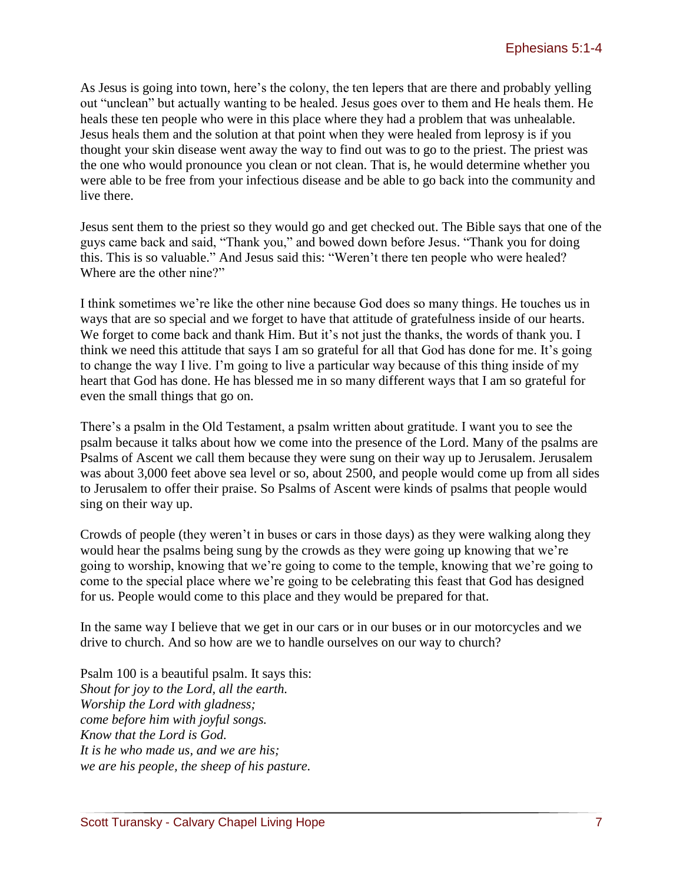As Jesus is going into town, here's the colony, the ten lepers that are there and probably yelling out "unclean" but actually wanting to be healed. Jesus goes over to them and He heals them. He heals these ten people who were in this place where they had a problem that was unhealable. Jesus heals them and the solution at that point when they were healed from leprosy is if you thought your skin disease went away the way to find out was to go to the priest. The priest was the one who would pronounce you clean or not clean. That is, he would determine whether you were able to be free from your infectious disease and be able to go back into the community and live there.

Jesus sent them to the priest so they would go and get checked out. The Bible says that one of the guys came back and said, "Thank you," and bowed down before Jesus. "Thank you for doing this. This is so valuable." And Jesus said this: "Weren't there ten people who were healed? Where are the other nine?"

I think sometimes we're like the other nine because God does so many things. He touches us in ways that are so special and we forget to have that attitude of gratefulness inside of our hearts. We forget to come back and thank Him. But it's not just the thanks, the words of thank you. I think we need this attitude that says I am so grateful for all that God has done for me. It's going to change the way I live. I'm going to live a particular way because of this thing inside of my heart that God has done. He has blessed me in so many different ways that I am so grateful for even the small things that go on.

There's a psalm in the Old Testament, a psalm written about gratitude. I want you to see the psalm because it talks about how we come into the presence of the Lord. Many of the psalms are Psalms of Ascent we call them because they were sung on their way up to Jerusalem. Jerusalem was about 3,000 feet above sea level or so, about 2500, and people would come up from all sides to Jerusalem to offer their praise. So Psalms of Ascent were kinds of psalms that people would sing on their way up.

Crowds of people (they weren't in buses or cars in those days) as they were walking along they would hear the psalms being sung by the crowds as they were going up knowing that we're going to worship, knowing that we're going to come to the temple, knowing that we're going to come to the special place where we're going to be celebrating this feast that God has designed for us. People would come to this place and they would be prepared for that.

In the same way I believe that we get in our cars or in our buses or in our motorcycles and we drive to church. And so how are we to handle ourselves on our way to church?

Psalm 100 is a beautiful psalm. It says this:
*Shout for joy to the Lord, all the earth.*
*Worship the Lord with gladness;*
*come before him with joyful songs.*
*Know that the Lord is God.*
*It is he who made us, and we are his;*
*we are his people, the sheep of his pasture.*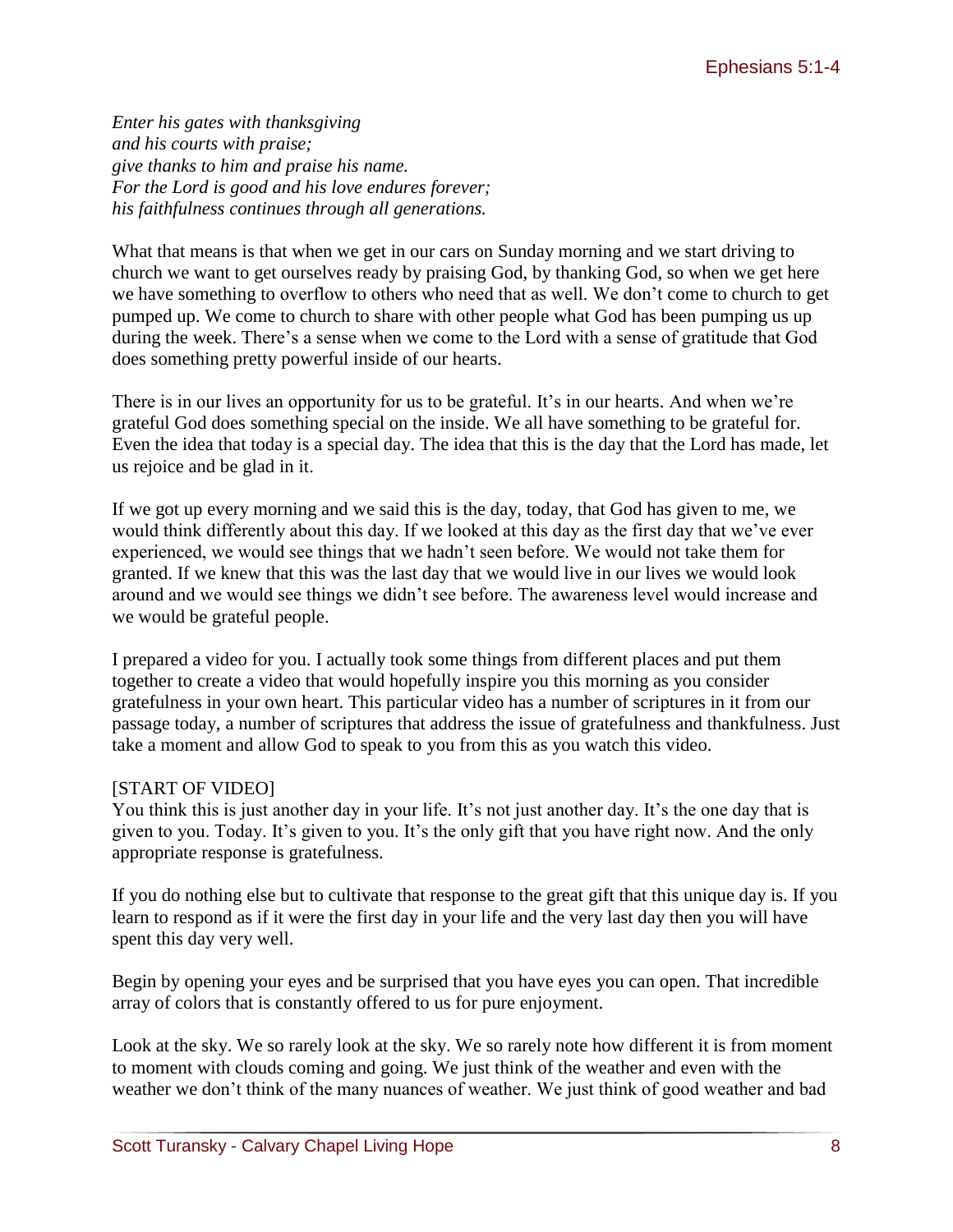*Enter his gates with thanksgiving*
*and his courts with praise;*
*give thanks to him and praise his name.*
*For the Lord is good and his love endures forever;*
*his faithfulness continues through all generations.*

What that means is that when we get in our cars on Sunday morning and we start driving to church we want to get ourselves ready by praising God, by thanking God, so when we get here we have something to overflow to others who need that as well. We don't come to church to get pumped up. We come to church to share with other people what God has been pumping us up during the week. There's a sense when we come to the Lord with a sense of gratitude that God does something pretty powerful inside of our hearts.

There is in our lives an opportunity for us to be grateful. It's in our hearts. And when we're grateful God does something special on the inside. We all have something to be grateful for. Even the idea that today is a special day. The idea that this is the day that the Lord has made, let us rejoice and be glad in it.

If we got up every morning and we said this is the day, today, that God has given to me, we would think differently about this day. If we looked at this day as the first day that we've ever experienced, we would see things that we hadn't seen before. We would not take them for granted. If we knew that this was the last day that we would live in our lives we would look around and we would see things we didn't see before. The awareness level would increase and we would be grateful people.

I prepared a video for you. I actually took some things from different places and put them together to create a video that would hopefully inspire you this morning as you consider gratefulness in your own heart. This particular video has a number of scriptures in it from our passage today, a number of scriptures that address the issue of gratefulness and thankfulness. Just take a moment and allow God to speak to you from this as you watch this video.

[START OF VIDEO]
You think this is just another day in your life. It's not just another day. It's the one day that is given to you. Today. It's given to you. It's the only gift that you have right now. And the only appropriate response is gratefulness.

If you do nothing else but to cultivate that response to the great gift that this unique day is. If you learn to respond as if it were the first day in your life and the very last day then you will have spent this day very well.

Begin by opening your eyes and be surprised that you have eyes you can open. That incredible array of colors that is constantly offered to us for pure enjoyment.

Look at the sky. We so rarely look at the sky. We so rarely note how different it is from moment to moment with clouds coming and going. We just think of the weather and even with the weather we don't think of the many nuances of weather. We just think of good weather and bad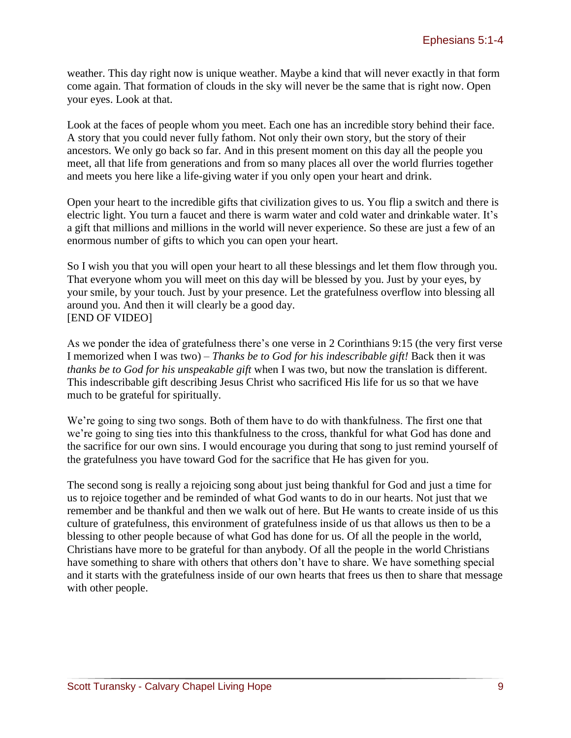weather. This day right now is unique weather. Maybe a kind that will never exactly in that form come again. That formation of clouds in the sky will never be the same that is right now. Open your eyes. Look at that.

Look at the faces of people whom you meet. Each one has an incredible story behind their face. A story that you could never fully fathom. Not only their own story, but the story of their ancestors. We only go back so far. And in this present moment on this day all the people you meet, all that life from generations and from so many places all over the world flurries together and meets you here like a life-giving water if you only open your heart and drink.

Open your heart to the incredible gifts that civilization gives to us. You flip a switch and there is electric light. You turn a faucet and there is warm water and cold water and drinkable water. It's a gift that millions and millions in the world will never experience. So these are just a few of an enormous number of gifts to which you can open your heart.

So I wish you that you will open your heart to all these blessings and let them flow through you. That everyone whom you will meet on this day will be blessed by you. Just by your eyes, by your smile, by your touch. Just by your presence. Let the gratefulness overflow into blessing all around you. And then it will clearly be a good day.
[END OF VIDEO]

As we ponder the idea of gratefulness there's one verse in 2 Corinthians 9:15 (the very first verse I memorized when I was two) – *Thanks be to God for his indescribable gift!* Back then it was *thanks be to God for his unspeakable gift* when I was two, but now the translation is different. This indescribable gift describing Jesus Christ who sacrificed His life for us so that we have much to be grateful for spiritually.

We're going to sing two songs. Both of them have to do with thankfulness. The first one that we're going to sing ties into this thankfulness to the cross, thankful for what God has done and the sacrifice for our own sins. I would encourage you during that song to just remind yourself of the gratefulness you have toward God for the sacrifice that He has given for you.

The second song is really a rejoicing song about just being thankful for God and just a time for us to rejoice together and be reminded of what God wants to do in our hearts. Not just that we remember and be thankful and then we walk out of here. But He wants to create inside of us this culture of gratefulness, this environment of gratefulness inside of us that allows us then to be a blessing to other people because of what God has done for us. Of all the people in the world, Christians have more to be grateful for than anybody. Of all the people in the world Christians have something to share with others that others don't have to share. We have something special and it starts with the gratefulness inside of our own hearts that frees us then to share that message with other people.